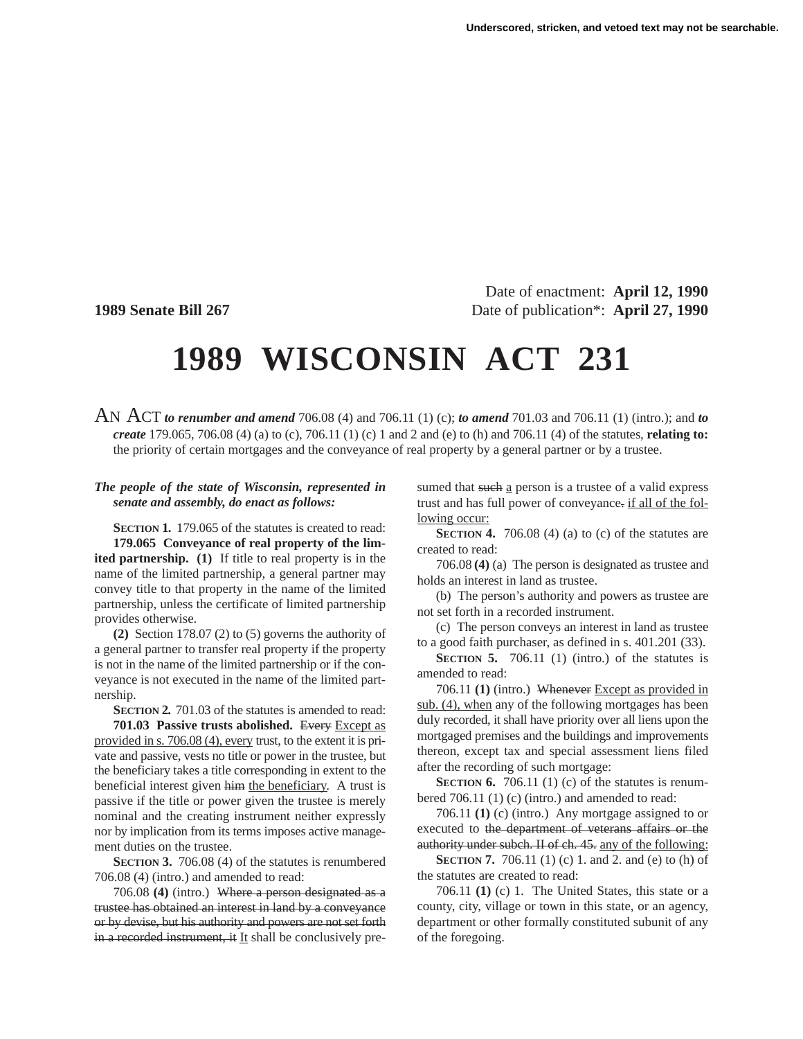Underscored, stricken, and vetoed text may not be searchable.

Date of enactment: **April 12, 1990**

**1989 Senate Bill 267** Date of publication*: **April 27, 1990**

# 1989 WISCONSIN ACT 231

AN ACT ***to renumber and amend*** 706.08 (4) and 706.11 (1) (c); ***to amend*** 701.03 and 706.11 (1) (intro.); and ***to create*** 179.065, 706.08 (4) (a) to (c), 706.11 (1) (c) 1 and 2 and (e) to (h) and 706.11 (4) of the statutes, **relating to:** the priority of certain mortgages and the conveyance of real property by a general partner or by a trustee.

***The people of the state of Wisconsin, represented in senate and assembly, do enact as follows:***

**SECTION 1.** 179.065 of the statutes is created to read:

**179.065 Conveyance of real property of the limited partnership. (1)** If title to real property is in the name of the limited partnership, a general partner may convey title to that property in the name of the limited partnership, unless the certificate of limited partnership provides otherwise.

**(2)** Section 178.07 (2) to (5) governs the authority of a general partner to transfer real property if the property is not in the name of the limited partnership or if the conveyance is not executed in the name of the limited partnership.

**SECTION 2.** 701.03 of the statutes is amended to read:

**701.03 Passive trusts abolished.** ~~Every~~ Except as provided in s. 706.08 (4), every trust, to the extent it is private and passive, vests no title or power in the trustee, but the beneficiary takes a title corresponding in extent to the beneficial interest given ~~him~~ the beneficiary. A trust is passive if the title or power given the trustee is merely nominal and the creating instrument neither expressly nor by implication from its terms imposes active management duties on the trustee.

**SECTION 3.** 706.08 (4) of the statutes is renumbered 706.08 (4) (intro.) and amended to read:

706.08 **(4)** (intro.) ~~Where a person designated as a trustee has obtained an interest in land by a conveyance or by devise, but his authority and powers are not set forth in a recorded instrument, it~~ It shall be conclusively presumed that ~~such~~ a person is a trustee of a valid express trust and has full power of conveyance~~.~~ if all of the following occur:

**SECTION 4.** 706.08 (4) (a) to (c) of the statutes are created to read:

706.08 **(4)** (a) The person is designated as trustee and holds an interest in land as trustee.

(b) The person's authority and powers as trustee are not set forth in a recorded instrument.

(c) The person conveys an interest in land as trustee to a good faith purchaser, as defined in s. 401.201 (33).

**SECTION 5.** 706.11 (1) (intro.) of the statutes is amended to read:

706.11 **(1)** (intro.) ~~Whenever~~ Except as provided in sub. (4), when any of the following mortgages has been duly recorded, it shall have priority over all liens upon the mortgaged premises and the buildings and improvements thereon, except tax and special assessment liens filed after the recording of such mortgage:

**SECTION 6.** 706.11 (1) (c) of the statutes is renumbered 706.11 (1) (c) (intro.) and amended to read:

706.11 **(1)** (c) (intro.) Any mortgage assigned to or executed to ~~the department of veterans affairs or the authority under subch. II of ch. 45.~~ any of the following:

**SECTION 7.** 706.11 (1) (c) 1. and 2. and (e) to (h) of the statutes are created to read:

706.11 **(1)** (c) 1. The United States, this state or a county, city, village or town in this state, or an agency, department or other formally constituted subunit of any of the foregoing.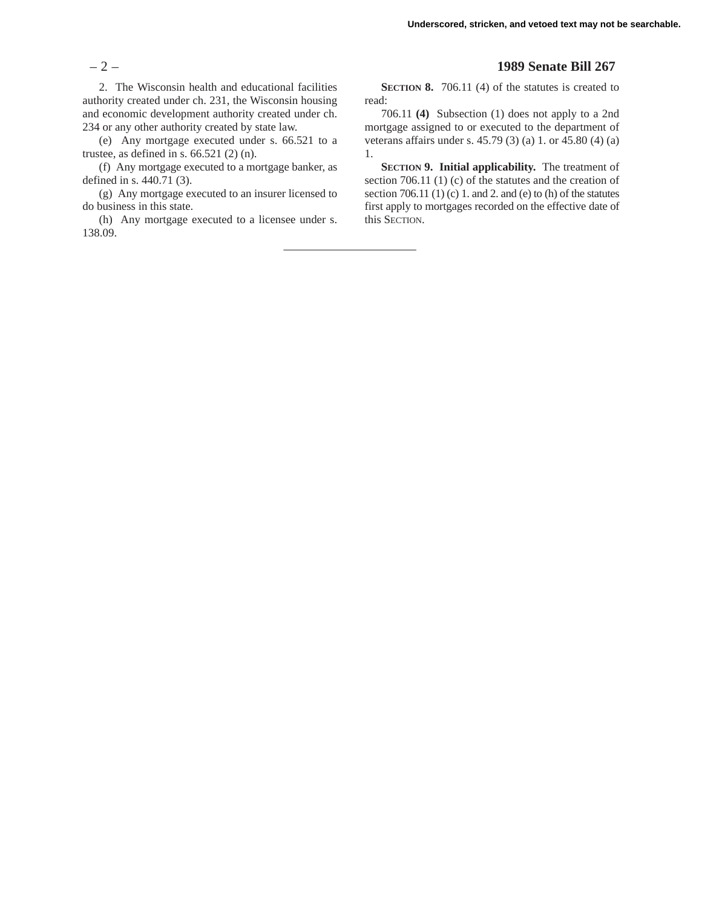2. The Wisconsin health and educational facilities authority created under ch. 231, the Wisconsin housing and economic development authority created under ch. 234 or any other authority created by state law.

(e) Any mortgage executed under s. 66.521 to a trustee, as defined in s. 66.521 (2) (n).

(f) Any mortgage executed to a mortgage banker, as defined in s. 440.71 (3).

(g) Any mortgage executed to an insurer licensed to do business in this state.

(h) Any mortgage executed to a licensee under s. 138.09.

**SECTION 8.** 706.11 (4) of the statutes is created to read:

706.11 **(4)** Subsection (1) does not apply to a 2nd mortgage assigned to or executed to the department of veterans affairs under s. 45.79 (3) (a) 1. or 45.80 (4) (a) 1.

**SECTION 9. Initial applicability.** The treatment of section 706.11 (1) (c) of the statutes and the creation of section 706.11 (1) (c) 1. and 2. and (e) to (h) of the statutes first apply to mortgages recorded on the effective date of this SECTION.